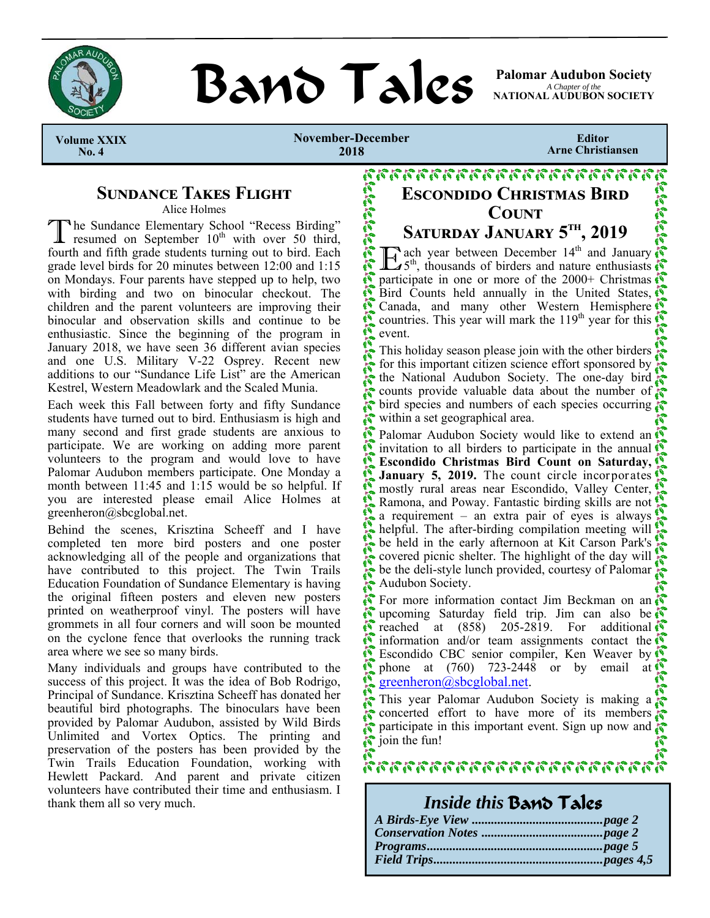# Band Tales

**Palomar Audubon Society**
*A Chapter of the*
**NATIONAL AUDUBON SOCIETY**

**Volume XXIX No. 4** | **November-December 2018** | **Editor Arne Christiansen**

## Sundance Takes Flight

Alice Holmes

The Sundance Elementary School "Recess Birding" resumed on September 10th with over 50 third, fourth and fifth grade students turning out to bird. Each grade level birds for 20 minutes between 12:00 and 1:15 on Mondays. Four parents have stepped up to help, two with birding and two on binocular checkout. The children and the parent volunteers are improving their binocular and observation skills and continue to be enthusiastic. Since the beginning of the program in January 2018, we have seen 36 different avian species and one U.S. Military V-22 Osprey. Recent new additions to our "Sundance Life List" are the American Kestrel, Western Meadowlark and the Scaled Munia.

Each week this Fall between forty and fifty Sundance students have turned out to bird. Enthusiasm is high and many second and first grade students are anxious to participate. We are working on adding more parent volunteers to the program and would love to have Palomar Audubon members participate. One Monday a month between 11:45 and 1:15 would be so helpful. If you are interested please email Alice Holmes at greenheron@sbcglobal.net.

Behind the scenes, Krisztina Scheeff and I have completed ten more bird posters and one poster acknowledging all of the people and organizations that have contributed to this project. The Twin Trails Education Foundation of Sundance Elementary is having the original fifteen posters and eleven new posters printed on weatherproof vinyl. The posters will have grommets in all four corners and will soon be mounted on the cyclone fence that overlooks the running track area where we see so many birds.

Many individuals and groups have contributed to the success of this project. It was the idea of Bob Rodrigo, Principal of Sundance. Krisztina Scheeff has donated her beautiful bird photographs. The binoculars have been provided by Palomar Audubon, assisted by Wild Birds Unlimited and Vortex Optics. The printing and preservation of the posters has been provided by the Twin Trails Education Foundation, working with Hewlett Packard. And parent and private citizen volunteers have contributed their time and enthusiasm. I thank them all so very much.

## Escondido Christmas Bird Count Saturday January 5th, 2019

Each year between December 14th and January 5th, thousands of birders and nature enthusiasts participate in one or more of the 2000+ Christmas Bird Counts held annually in the United States, Canada, and many other Western Hemisphere countries. This year will mark the 119th year for this event.

This holiday season please join with the other birders for this important citizen science effort sponsored by the National Audubon Society. The one-day bird counts provide valuable data about the number of bird species and numbers of each species occurring within a set geographical area.

Palomar Audubon Society would like to extend an invitation to all birders to participate in the annual **Escondido Christmas Bird Count on Saturday, January 5, 2019.** The count circle incorporates mostly rural areas near Escondido, Valley Center, Ramona, and Poway. Fantastic birding skills are not a requirement – an extra pair of eyes is always helpful. The after-birding compilation meeting will be held in the early afternoon at Kit Carson Park's covered picnic shelter. The highlight of the day will be the deli-style lunch provided, courtesy of Palomar Audubon Society.

For more information contact Jim Beckman on an upcoming Saturday field trip. Jim can also be reached at (858) 205-2819. For additional information and/or team assignments contact the Escondido CBC senior compiler, Ken Weaver by phone at (760) 723-2448 or by email at greenheron@sbcglobal.net.

This year Palomar Audubon Society is making a concerted effort to have more of its members participate in this important event. Sign up now and join the fun!

## Inside this Band Tales

*A Birds-Eye View ........................................page 2*
*Conservation Notes .....................................page 2*
*Programs......................................................page 5*
*Field Trips....................................................pages 4,5*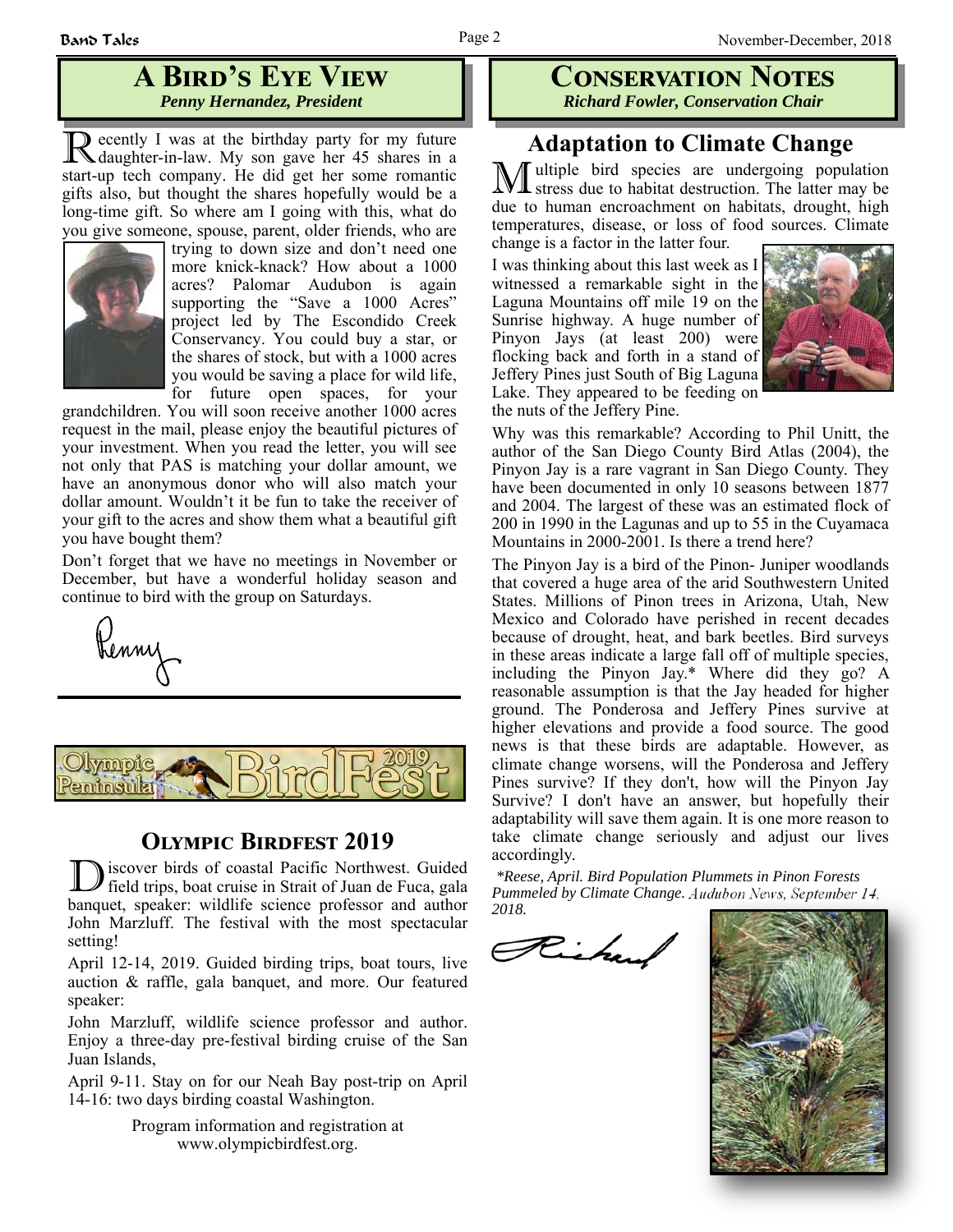## A Bird's Eye View

*Penny Hernandez, President*

Recently I was at the birthday party for my future daughter-in-law. My son gave her 45 shares in a start-up tech company. He did get her some romantic gifts also, but thought the shares hopefully would be a long-time gift. So where am I going with this, what do you give someone, spouse, parent, older friends, who are trying to down size and don't need one more knick-knack? How about a 1000 acres? Palomar Audubon is again supporting the "Save a 1000 Acres" project led by The Escondido Creek Conservancy. You could buy a star, or the shares of stock, but with a 1000 acres you would be saving a place for wild life, for future open spaces, for your grandchildren. You will soon receive another 1000 acres request in the mail, please enjoy the beautiful pictures of your investment. When you read the letter, you will see not only that PAS is matching your dollar amount, we have an anonymous donor who will also match your dollar amount. Wouldn't it be fun to take the receiver of your gift to the acres and show them what a beautiful gift you have bought them?

Don't forget that we have no meetings in November or December, but have a wonderful holiday season and continue to bird with the group on Saturdays.

Penny

## Olympic Birdfest 2019

Discover birds of coastal Pacific Northwest. Guided field trips, boat cruise in Strait of Juan de Fuca, gala banquet, speaker: wildlife science professor and author John Marzluff. The festival with the most spectacular setting!

April 12-14, 2019. Guided birding trips, boat tours, live auction & raffle, gala banquet, and more. Our featured speaker:

John Marzluff, wildlife science professor and author. Enjoy a three-day pre-festival birding cruise of the San Juan Islands,

April 9-11. Stay on for our Neah Bay post-trip on April 14-16: two days birding coastal Washington.

Program information and registration at www.olympicbirdfest.org.

## Conservation Notes

*Richard Fowler, Conservation Chair*

### Adaptation to Climate Change

Multiple bird species are undergoing population stress due to habitat destruction. The latter may be due to human encroachment on habitats, drought, high temperatures, disease, or loss of food sources. Climate change is a factor in the latter four.

I was thinking about this last week as I witnessed a remarkable sight in the Laguna Mountains off mile 19 on the Sunrise highway. A huge number of Pinyon Jays (at least 200) were flocking back and forth in a stand of Jeffery Pines just South of Big Laguna Lake. They appeared to be feeding on the nuts of the Jeffery Pine.

Why was this remarkable? According to Phil Unitt, the author of the San Diego County Bird Atlas (2004), the Pinyon Jay is a rare vagrant in San Diego County. They have been documented in only 10 seasons between 1877 and 2004. The largest of these was an estimated flock of 200 in 1990 in the Lagunas and up to 55 in the Cuyamaca Mountains in 2000-2001. Is there a trend here?

The Pinyon Jay is a bird of the Pinon- Juniper woodlands that covered a huge area of the arid Southwestern United States. Millions of Pinon trees in Arizona, Utah, New Mexico and Colorado have perished in recent decades because of drought, heat, and bark beetles. Bird surveys in these areas indicate a large fall off of multiple species, including the Pinyon Jay.* Where did they go? A reasonable assumption is that the Jay headed for higher ground. The Ponderosa and Jeffery Pines survive at higher elevations and provide a food source. The good news is that these birds are adaptable. However, as climate change worsens, will the Ponderosa and Jeffery Pines survive? If they don't, how will the Pinyon Jay Survive? I don't have an answer, but hopefully their adaptability will save them again. It is one more reason to take climate change seriously and adjust our lives accordingly.

*\*Reese, April. Bird Population Plummets in Pinon Forests Pummeled by Climate Change. Audubon News, September 14, 2018.*

Richard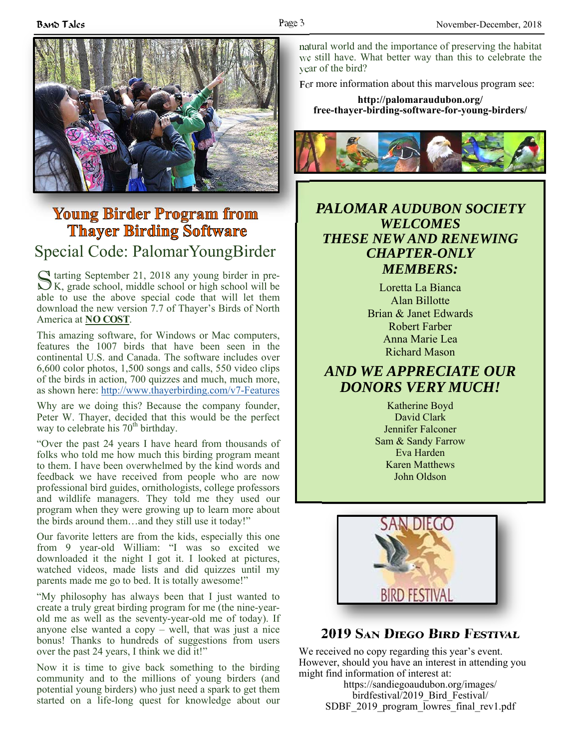## Young Birder Program from Thayer Birding Software

### Special Code: PalomarYoungBirder

Starting September 21, 2018 any young birder in pre-K, grade school, middle school or high school will be able to use the above special code that will let them download the new version 7.7 of Thayer's Birds of North America at **NO COST**.

This amazing software, for Windows or Mac computers, features the 1007 birds that have been seen in the continental U.S. and Canada. The software includes over 6,600 color photos, 1,500 songs and calls, 550 video clips of the birds in action, 700 quizzes and much, much more, as shown here: http://www.thayerbirding.com/v7-Features

Why are we doing this? Because the company founder, Peter W. Thayer, decided that this would be the perfect way to celebrate his 70th birthday.

"Over the past 24 years I have heard from thousands of folks who told me how much this birding program meant to them. I have been overwhelmed by the kind words and feedback we have received from people who are now professional bird guides, ornithologists, college professors and wildlife managers. They told me they used our program when they were growing up to learn more about the birds around them…and they still use it today!"

Our favorite letters are from the kids, especially this one from 9 year-old William: "I was so excited we downloaded it the night I got it. I looked at pictures, watched videos, made lists and did quizzes until my parents made me go to bed. It is totally awesome!"

"My philosophy has always been that I just wanted to create a truly great birding program for me (the nine-year-old me as well as the seventy-year-old me of today). If anyone else wanted a copy – well, that was just a nice bonus! Thanks to hundreds of suggestions from users over the past 24 years, I think we did it!"

Now it is time to give back something to the birding community and to the millions of young birders (and potential young birders) who just need a spark to get them started on a life-long quest for knowledge about our natural world and the importance of preserving the habitat we still have. What better way than this to celebrate the year of the bird?

For more information about this marvelous program see:

**http://palomaraudubon.org/free-thayer-birding-software-for-young-birders/**

***PALOMAR AUDUBON SOCIETY WELCOMES THESE NEW AND RENEWING CHAPTER-ONLY MEMBERS:***

Loretta La Bianca
Alan Billotte
Brian & Janet Edwards
Robert Farber
Anna Marie Lea
Richard Mason

***AND WE APPRECIATE OUR DONORS VERY MUCH!***

Katherine Boyd
David Clark
Jennifer Falconer
Sam & Sandy Farrow
Eva Harden
Karen Matthews
John Oldson

## 2019 San Diego Bird Festival

We received no copy regarding this year's event. However, should you have an interest in attending you might find information of interest at:

https://sandiegoaudubon.org/images/birdfestival/2019_Bird_Festival/SDBF_2019_program_lowres_final_rev1.pdf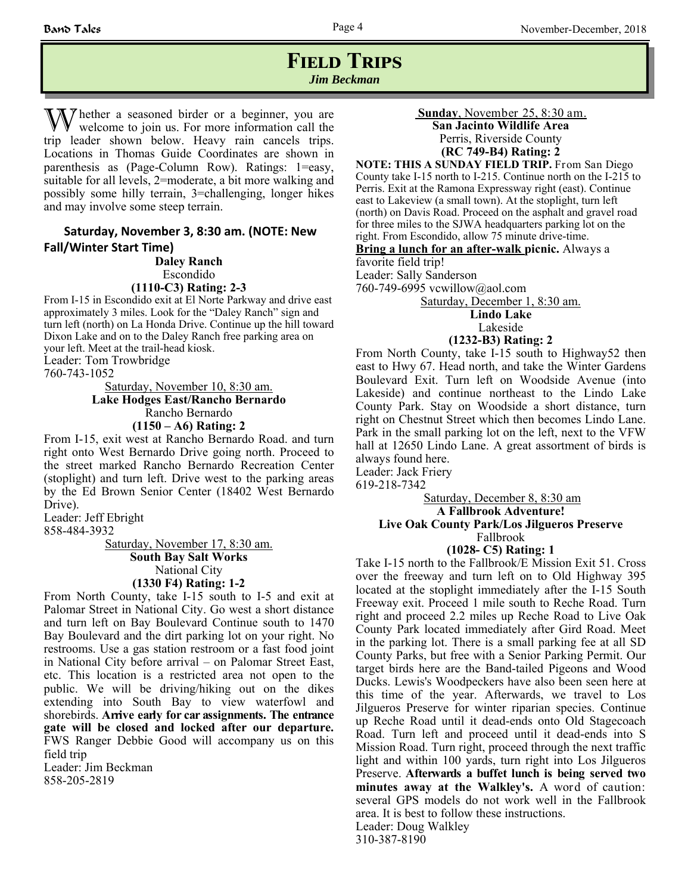# Field Trips

*Jim Beckman*

Whether a seasoned birder or a beginner, you are welcome to join us. For more information call the trip leader shown below. Heavy rain cancels trips. Locations in Thomas Guide Coordinates are shown in parenthesis as (Page-Column Row). Ratings: 1=easy, suitable for all levels, 2=moderate, a bit more walking and possibly some hilly terrain, 3=challenging, longer hikes and may involve some steep terrain.

**Saturday, November 3, 8:30 am. (NOTE: New Fall/Winter Start Time)**

**Daley Ranch**
Escondido
**(1110-C3) Rating: 2-3**

From I-15 in Escondido exit at El Norte Parkway and drive east approximately 3 miles. Look for the "Daley Ranch" sign and turn left (north) on La Honda Drive. Continue up the hill toward Dixon Lake and on to the Daley Ranch free parking area on your left. Meet at the trail-head kiosk.
Leader: Tom Trowbridge
760-743-1052

Saturday, November 10, 8:30 am.
**Lake Hodges East/Rancho Bernardo**
Rancho Bernardo
**(1150 – A6) Rating: 2**

From I-15, exit west at Rancho Bernardo Road. and turn right onto West Bernardo Drive going north. Proceed to the street marked Rancho Bernardo Recreation Center (stoplight) and turn left. Drive west to the parking areas by the Ed Brown Senior Center (18402 West Bernardo Drive).
Leader: Jeff Ebright
858-484-3932

Saturday, November 17, 8:30 am.
**South Bay Salt Works**
National City
**(1330 F4) Rating: 1-2**

From North County, take I-15 south to I-5 and exit at Palomar Street in National City. Go west a short distance and turn left on Bay Boulevard Continue south to 1470 Bay Boulevard and the dirt parking lot on your right. No restrooms. Use a gas station restroom or a fast food joint in National City before arrival – on Palomar Street East, etc. This location is a restricted area not open to the public. We will be driving/hiking out on the dikes extending into South Bay to view waterfowl and shorebirds. **Arrive early for car assignments. The entrance gate will be closed and locked after our departure.** FWS Ranger Debbie Good will accompany us on this field trip
Leader: Jim Beckman
858-205-2819

**Sunday**, November 25, 8:30 am.
**San Jacinto Wildlife Area**
Perris, Riverside County
**(RC 749-B4) Rating: 2**

**NOTE: THIS A SUNDAY FIELD TRIP.** From San Diego County take I-15 north to I-215. Continue north on the I-215 to Perris. Exit at the Ramona Expressway right (east). Continue east to Lakeview (a small town). At the stoplight, turn left (north) on Davis Road. Proceed on the asphalt and gravel road for three miles to the SJWA headquarters parking lot on the right. From Escondido, allow 75 minute drive-time.
**Bring a lunch for an after-walk picnic.** Always a favorite field trip!
Leader: Sally Sanderson
760-749-6995 vcwillow@aol.com

Saturday, December 1, 8:30 am.
**Lindo Lake**
Lakeside
**(1232-B3) Rating: 2**

From North County, take I-15 south to Highway52 then east to Hwy 67. Head north, and take the Winter Gardens Boulevard Exit. Turn left on Woodside Avenue (into Lakeside) and continue northeast to the Lindo Lake County Park. Stay on Woodside a short distance, turn right on Chestnut Street which then becomes Lindo Lane. Park in the small parking lot on the left, next to the VFW hall at 12650 Lindo Lane. A great assortment of birds is always found here.
Leader: Jack Friery
619-218-7342

Saturday, December 8, 8:30 am
**A Fallbrook Adventure!**
**Live Oak County Park/Los Jilgueros Preserve**
Fallbrook
**(1028- C5) Rating: 1**

Take I-15 north to the Fallbrook/E Mission Exit 51. Cross over the freeway and turn left on to Old Highway 395 located at the stoplight immediately after the I-15 South Freeway exit. Proceed 1 mile south to Reche Road. Turn right and proceed 2.2 miles up Reche Road to Live Oak County Park located immediately after Gird Road. Meet in the parking lot. There is a small parking fee at all SD County Parks, but free with a Senior Parking Permit. Our target birds here are the Band-tailed Pigeons and Wood Ducks. Lewis's Woodpeckers have also been seen here at this time of the year. Afterwards, we travel to Los Jilgueros Preserve for winter riparian species. Continue up Reche Road until it dead-ends onto Old Stagecoach Road. Turn left and proceed until it dead-ends into S Mission Road. Turn right, proceed through the next traffic light and within 100 yards, turn right into Los Jilgueros Preserve. **Afterwards a buffet lunch is being served two minutes away at the Walkley's.** A word of caution: several GPS models do not work well in the Fallbrook area. It is best to follow these instructions.
Leader: Doug Walkley
310-387-8190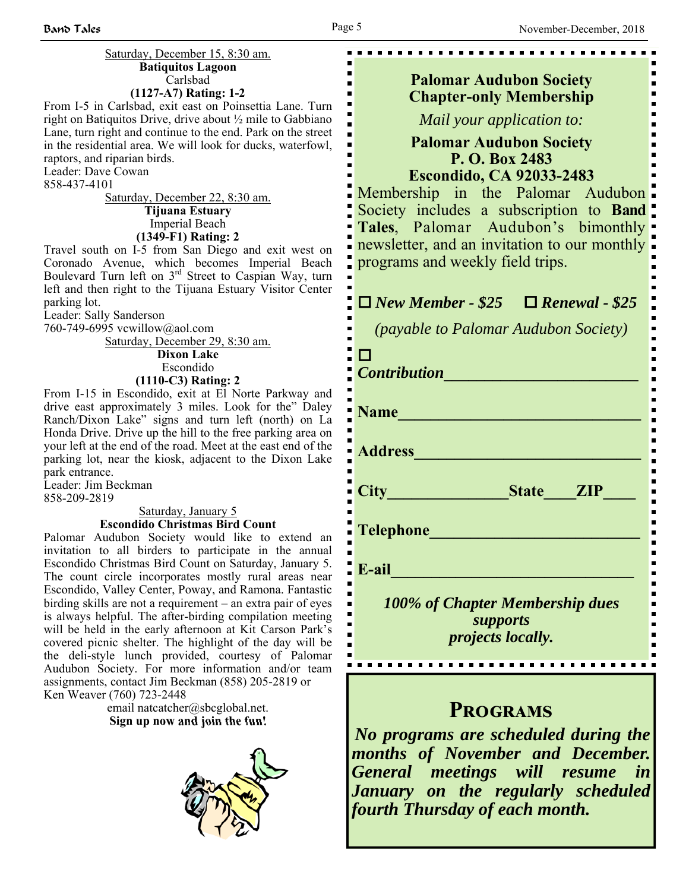Saturday, December 15, 8:30 am.

**Batiquitos Lagoon**
Carlsbad
**(1127-A7) Rating: 1-2**

From I-5 in Carlsbad, exit east on Poinsettia Lane. Turn right on Batiquitos Drive, drive about ½ mile to Gabbiano Lane, turn right and continue to the end. Park on the street in the residential area. We will look for ducks, waterfowl, raptors, and riparian birds.

Leader: Dave Cowan
858-437-4101

Saturday, December 22, 8:30 am.

**Tijuana Estuary**
Imperial Beach
**(1349-F1) Rating: 2**

Travel south on I-5 from San Diego and exit west on Coronado Avenue, which becomes Imperial Beach Boulevard Turn left on 3rd Street to Caspian Way, turn left and then right to the Tijuana Estuary Visitor Center parking lot.

Leader: Sally Sanderson
760-749-6995 vcwillow@aol.com

Saturday, December 29, 8:30 am.

**Dixon Lake**
Escondido
**(1110-C3) Rating: 2**

From I-15 in Escondido, exit at El Norte Parkway and drive east approximately 3 miles. Look for the" Daley Ranch/Dixon Lake" signs and turn left (north) on La Honda Drive. Drive up the hill to the free parking area on your left at the end of the road. Meet at the east end of the parking lot, near the kiosk, adjacent to the Dixon Lake park entrance.

Leader: Jim Beckman
858-209-2819

Saturday, January 5

**Escondido Christmas Bird Count**

Palomar Audubon Society would like to extend an invitation to all birders to participate in the annual Escondido Christmas Bird Count on Saturday, January 5. The count circle incorporates mostly rural areas near Escondido, Valley Center, Poway, and Ramona. Fantastic birding skills are not a requirement – an extra pair of eyes is always helpful. The after-birding compilation meeting will be held in the early afternoon at Kit Carson Park's covered picnic shelter. The highlight of the day will be the deli-style lunch provided, courtesy of Palomar Audubon Society. For more information and/or team assignments, contact Jim Beckman (858) 205-2819 or Ken Weaver (760) 723-2448
email natcatcher@sbcglobal.net.

**Sign up now and join the fun!**

**Palomar Audubon Society**
**Chapter-only Membership**

*Mail your application to:*

**Palomar Audubon Society**
**P. O. Box 2483**
**Escondido, CA 92033-2483**

Membership in the Palomar Audubon Society includes a subscription to **Band Tales**, Palomar Audubon's bimonthly newsletter, and an invitation to our monthly programs and weekly field trips.

☐ ***New Member - $25*** ☐ ***Renewal - $25***

*(payable to Palomar Audubon Society)*

☐ ***Contribution***\_\_\_\_\_\_\_\_\_\_\_\_\_\_\_\_\_\_\_\_

**Name**\_\_\_\_\_\_\_\_\_\_\_\_\_\_\_\_\_\_\_\_\_\_\_\_\_\_

**Address**\_\_\_\_\_\_\_\_\_\_\_\_\_\_\_\_\_\_\_\_\_\_\_\_

**City**\_\_\_\_\_\_\_\_\_\_\_\_**State**\_\_\_\_**ZIP**\_\_\_\_

**Telephone**\_\_\_\_\_\_\_\_\_\_\_\_\_\_\_\_\_\_\_\_\_\_

**E-ail**\_\_\_\_\_\_\_\_\_\_\_\_\_\_\_\_\_\_\_\_\_\_\_\_\_\_

***100% of Chapter Membership dues supports projects locally.***

## Programs

***No programs are scheduled during the months of November and December. General meetings will resume in January on the regularly scheduled fourth Thursday of each month.***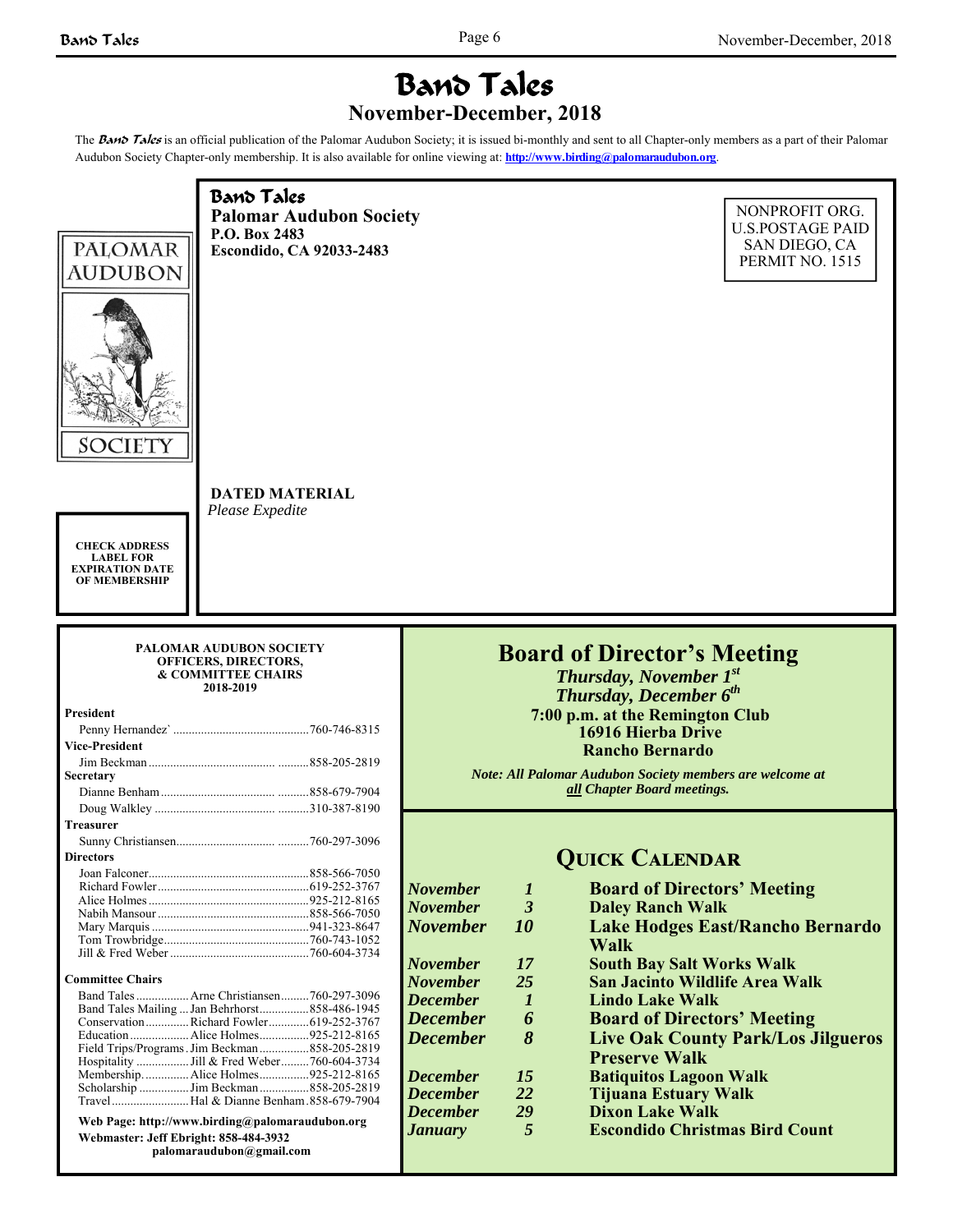# Band Tales

## November-December, 2018

The ***Band Tales*** is an official publication of the Palomar Audubon Society; it is issued bi-monthly and sent to all Chapter-only members as a part of their Palomar Audubon Society Chapter-only membership. It is also available for online viewing at: **http://www.birding@palomaraudubon.org**.

PALOMAR AUDUBON SOCIETY

**Band Tales**
**Palomar Audubon Society**
**P.O. Box 2483**
**Escondido, CA 92033-2483**

NONPROFIT ORG.
U.S.POSTAGE PAID
SAN DIEGO, CA
PERMIT NO. 1515

**DATED MATERIAL**
*Please Expedite*

**CHECK ADDRESS LABEL FOR EXPIRATION DATE OF MEMBERSHIP**

**PALOMAR AUDUBON SOCIETY OFFICERS, DIRECTORS, & COMMITTEE CHAIRS 2018-2019**

**President**
Penny Hernandez` ............ 760-746-8315

**Vice-President**
Jim Beckman ............ 858-205-2819

**Secretary**
Dianne Benham ............ 858-679-7904
Doug Walkley ............ 310-387-8190

**Treasurer**
Sunny Christiansen ............ 760-297-3096

**Directors**
Joan Falconer ............ 858-566-7050
Richard Fowler ............ 619-252-3767
Alice Holmes ............ 925-212-8165
Nabih Mansour ............ 858-566-7050
Mary Marquis ............ 941-323-8647
Tom Trowbridge ............ 760-743-1052
Jill & Fred Weber ............ 760-604-3734

**Committee Chairs**
Band Tales ............ Arne Christiansen ............ 760-297-3096
Band Tales Mailing ... Jan Behrhorst ............ 858-486-1945
Conservation ............ Richard Fowler ............ 619-252-3767
Education ............ Alice Holmes ............ 925-212-8165
Field Trips/Programs . Jim Beckman ............ 858-205-2819
Hospitality ............ Jill & Fred Weber ............ 760-604-3734
Membership ............ Alice Holmes ............ 925-212-8165
Scholarship ............ Jim Beckman ............ 858-205-2819
Travel ............ Hal & Dianne Benham . 858-679-7904

**Web Page: http://www.birding@palomaraudubon.org**
**Webmaster: Jeff Ebright: 858-484-3932**
**palomaraudubon@gmail.com**

## Board of Director's Meeting

***Thursday, November 1st***
***Thursday, December 6th***
**7:00 p.m. at the Remington Club**
**16916 Hierba Drive**
**Rancho Bernardo**

***Note: All Palomar Audubon Society members are welcome at all Chapter Board meetings.***

## Quick Calendar

| | | |
|---|---|---|
| *November* | *1* | **Board of Directors' Meeting** |
| *November* | *3* | **Daley Ranch Walk** |
| *November* | *10* | **Lake Hodges East/Rancho Bernardo Walk** |
| *November* | *17* | **South Bay Salt Works Walk** |
| *November* | *25* | **San Jacinto Wildlife Area Walk** |
| *December* | *1* | **Lindo Lake Walk** |
| *December* | *6* | **Board of Directors' Meeting** |
| *December* | *8* | **Live Oak County Park/Los Jilgueros Preserve Walk** |
| *December* | *15* | **Batiquitos Lagoon Walk** |
| *December* | *22* | **Tijuana Estuary Walk** |
| *December* | *29* | **Dixon Lake Walk** |
| *January* | *5* | **Escondido Christmas Bird Count** |